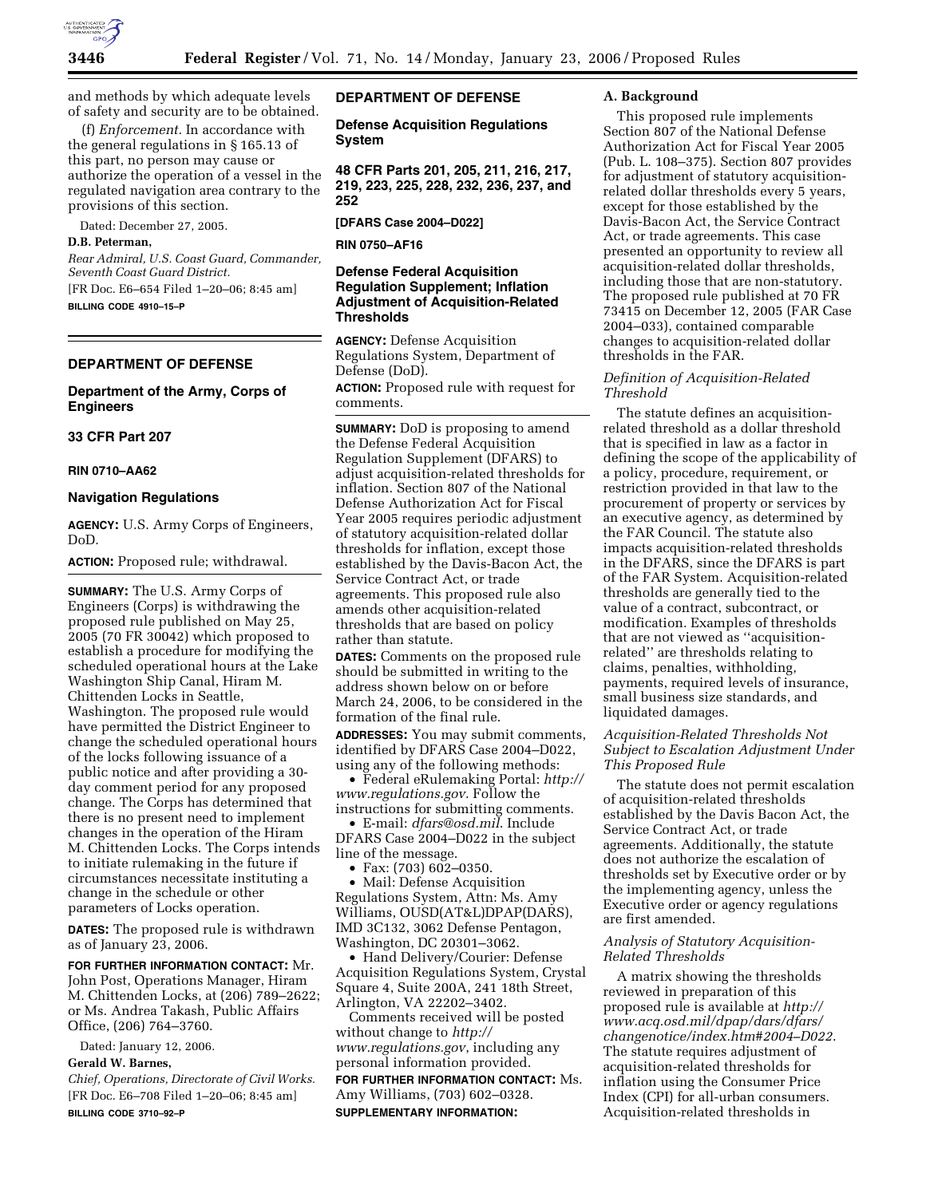and methods by which adequate levels of safety and security are to be obtained.

(f) *Enforcement.* In accordance with the general regulations in § 165.13 of this part, no person may cause or authorize the operation of a vessel in the regulated navigation area contrary to the provisions of this section.

Dated: December 27, 2005.

**D.B. Peterman,**

*Rear Admiral, U.S. Coast Guard, Commander, Seventh Coast Guard District.*

[FR Doc. E6–654 Filed 1–20–06; 8:45 am]

**BILLING CODE 4910–15–P**

## DEPARTMENT OF DEFENSE

### Department of the Army, Corps of Engineers

### 33 CFR Part 207

**RIN 0710–AA62**

### Navigation Regulations

**AGENCY:** U.S. Army Corps of Engineers, DoD.

**ACTION:** Proposed rule; withdrawal.

**SUMMARY:** The U.S. Army Corps of Engineers (Corps) is withdrawing the proposed rule published on May 25, 2005 (70 FR 30042) which proposed to establish a procedure for modifying the scheduled operational hours at the Lake Washington Ship Canal, Hiram M. Chittenden Locks in Seattle, Washington. The proposed rule would have permitted the District Engineer to change the scheduled operational hours of the locks following issuance of a public notice and after providing a 30-day comment period for any proposed change. The Corps has determined that there is no present need to implement changes in the operation of the Hiram M. Chittenden Locks. The Corps intends to initiate rulemaking in the future if circumstances necessitate instituting a change in the schedule or other parameters of Locks operation.

**DATES:** The proposed rule is withdrawn as of January 23, 2006.

**FOR FURTHER INFORMATION CONTACT:** Mr. John Post, Operations Manager, Hiram M. Chittenden Locks, at (206) 789–2622; or Ms. Andrea Takash, Public Affairs Office, (206) 764–3760.

Dated: January 12, 2006.

**Gerald W. Barnes,**

*Chief, Operations, Directorate of Civil Works.*

[FR Doc. E6–708 Filed 1–20–06; 8:45 am]

**BILLING CODE 3710–92–P**

## DEPARTMENT OF DEFENSE

### Defense Acquisition Regulations System

### 48 CFR Parts 201, 205, 211, 216, 217, 219, 223, 225, 228, 232, 236, 237, and 252

**[DFARS Case 2004–D022]**

**RIN 0750–AF16**

### Defense Federal Acquisition Regulation Supplement; Inflation Adjustment of Acquisition-Related Thresholds

**AGENCY:** Defense Acquisition Regulations System, Department of Defense (DoD).

**ACTION:** Proposed rule with request for comments.

**SUMMARY:** DoD is proposing to amend the Defense Federal Acquisition Regulation Supplement (DFARS) to adjust acquisition-related thresholds for inflation. Section 807 of the National Defense Authorization Act for Fiscal Year 2005 requires periodic adjustment of statutory acquisition-related dollar thresholds for inflation, except those established by the Davis-Bacon Act, the Service Contract Act, or trade agreements. This proposed rule also amends other acquisition-related thresholds that are based on policy rather than statute.

**DATES:** Comments on the proposed rule should be submitted in writing to the address shown below on or before March 24, 2006, to be considered in the formation of the final rule.

**ADDRESSES:** You may submit comments, identified by DFARS Case 2004–D022, using any of the following methods:

- Federal eRulemaking Portal: *http://www.regulations.gov*. Follow the instructions for submitting comments.
- E-mail: *dfars@osd.mil*. Include DFARS Case 2004–D022 in the subject line of the message.
- Fax: (703) 602–0350.
- Mail: Defense Acquisition Regulations System, Attn: Ms. Amy Williams, OUSD(AT&L)DPAP(DARS), IMD 3C132, 3062 Defense Pentagon, Washington, DC 20301–3062.
- Hand Delivery/Courier: Defense Acquisition Regulations System, Crystal Square 4, Suite 200A, 241 18th Street, Arlington, VA 22202–3402.

Comments received will be posted without change to *http://www.regulations.gov*, including any personal information provided.

**FOR FURTHER INFORMATION CONTACT:** Ms. Amy Williams, (703) 602–0328.

**SUPPLEMENTARY INFORMATION:**

**A. Background**

This proposed rule implements Section 807 of the National Defense Authorization Act for Fiscal Year 2005 (Pub. L. 108–375). Section 807 provides for adjustment of statutory acquisition-related dollar thresholds every 5 years, except for those established by the Davis-Bacon Act, the Service Contract Act, or trade agreements. This case presented an opportunity to review all acquisition-related dollar thresholds, including those that are non-statutory. The proposed rule published at 70 FR 73415 on December 12, 2005 (FAR Case 2004–033), contained comparable changes to acquisition-related dollar thresholds in the FAR.

*Definition of Acquisition-Related Threshold*

The statute defines an acquisition-related threshold as a dollar threshold that is specified in law as a factor in defining the scope of the applicability of a policy, procedure, requirement, or restriction provided in that law to the procurement of property or services by an executive agency, as determined by the FAR Council. The statute also impacts acquisition-related thresholds in the DFARS, since the DFARS is part of the FAR System. Acquisition-related thresholds are generally tied to the value of a contract, subcontract, or modification. Examples of thresholds that are not viewed as "acquisition-related" are thresholds relating to claims, penalties, withholding, payments, required levels of insurance, small business size standards, and liquidated damages.

*Acquisition-Related Thresholds Not Subject to Escalation Adjustment Under This Proposed Rule*

The statute does not permit escalation of acquisition-related thresholds established by the Davis Bacon Act, the Service Contract Act, or trade agreements. Additionally, the statute does not authorize the escalation of thresholds set by Executive order or by the implementing agency, unless the Executive order or agency regulations are first amended.

*Analysis of Statutory Acquisition-Related Thresholds*

A matrix showing the thresholds reviewed in preparation of this proposed rule is available at *http://www.acq.osd.mil/dpap/dars/dfars/changenotice/index.htm#2004–D022*. The statute requires adjustment of acquisition-related thresholds for inflation using the Consumer Price Index (CPI) for all-urban consumers. Acquisition-related thresholds in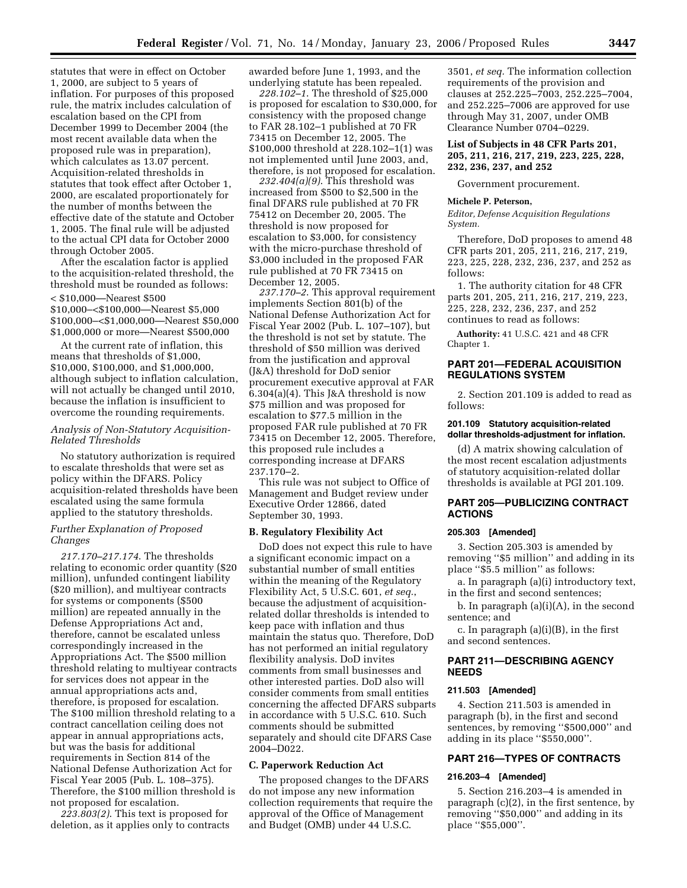statutes that were in effect on October 1, 2000, are subject to 5 years of inflation. For purposes of this proposed rule, the matrix includes calculation of escalation based on the CPI from December 1999 to December 2004 (the most recent available data when the proposed rule was in preparation), which calculates as 13.07 percent. Acquisition-related thresholds in statutes that took effect after October 1, 2000, are escalated proportionately for the number of months between the effective date of the statute and October 1, 2005. The final rule will be adjusted to the actual CPI data for October 2000 through October 2005.

After the escalation factor is applied to the acquisition-related threshold, the threshold must be rounded as follows:

< $10,000—Nearest $500
$10,000–<$100,000—Nearest $5,000
$100,000–<$1,000,000—Nearest $50,000
$1,000,000 or more—Nearest $500,000

At the current rate of inflation, this means that thresholds of $1,000, $10,000, $100,000, and $1,000,000, although subject to inflation calculation, will not actually be changed until 2010, because the inflation is insufficient to overcome the rounding requirements.

*Analysis of Non-Statutory Acquisition-Related Thresholds*

No statutory authorization is required to escalate thresholds that were set as policy within the DFARS. Policy acquisition-related thresholds have been escalated using the same formula applied to the statutory thresholds.

*Further Explanation of Proposed Changes*

*217.170–217.174.* The thresholds relating to economic order quantity ($20 million), unfunded contingent liability ($20 million), and multiyear contracts for systems or components ($500 million) are repeated annually in the Defense Appropriations Act and, therefore, cannot be escalated unless correspondingly increased in the Appropriations Act. The $500 million threshold relating to multiyear contracts for services does not appear in the annual appropriations acts and, therefore, is proposed for escalation. The $100 million threshold relating to a contract cancellation ceiling does not appear in annual appropriations acts, but was the basis for additional requirements in Section 814 of the National Defense Authorization Act for Fiscal Year 2005 (Pub. L. 108–375). Therefore, the $100 million threshold is not proposed for escalation.

*223.803(2).* This text is proposed for deletion, as it applies only to contracts awarded before June 1, 1993, and the underlying statute has been repealed.

*228.102–1.* The threshold of $25,000 is proposed for escalation to $30,000, for consistency with the proposed change to FAR 28.102–1 published at 70 FR 73415 on December 12, 2005. The $100,000 threshold at 228.102–1(1) was not implemented until June 2003, and, therefore, is not proposed for escalation.

*232.404(a)(9).* This threshold was increased from $500 to $2,500 in the final DFARS rule published at 70 FR 75412 on December 20, 2005. The threshold is now proposed for escalation to $3,000, for consistency with the micro-purchase threshold of $3,000 included in the proposed FAR rule published at 70 FR 73415 on December 12, 2005.

*237.170–2.* This approval requirement implements Section 801(b) of the National Defense Authorization Act for Fiscal Year 2002 (Pub. L. 107–107), but the threshold is not set by statute. The threshold of $50 million was derived from the justification and approval (J&A) threshold for DoD senior procurement executive approval at FAR 6.304(a)(4). This J&A threshold is now $75 million and was proposed for escalation to $77.5 million in the proposed FAR rule published at 70 FR 73415 on December 12, 2005. Therefore, this proposed rule includes a corresponding increase at DFARS 237.170–2.

This rule was not subject to Office of Management and Budget review under Executive Order 12866, dated September 30, 1993.

## B. Regulatory Flexibility Act

DoD does not expect this rule to have a significant economic impact on a substantial number of small entities within the meaning of the Regulatory Flexibility Act, 5 U.S.C. 601, *et seq.*, because the adjustment of acquisition-related dollar thresholds is intended to keep pace with inflation and thus maintain the status quo. Therefore, DoD has not performed an initial regulatory flexibility analysis. DoD invites comments from small businesses and other interested parties. DoD also will consider comments from small entities concerning the affected DFARS subparts in accordance with 5 U.S.C. 610. Such comments should be submitted separately and should cite DFARS Case 2004–D022.

## C. Paperwork Reduction Act

The proposed changes to the DFARS do not impose any new information collection requirements that require the approval of the Office of Management and Budget (OMB) under 44 U.S.C. 3501, *et seq.* The information collection requirements of the provision and clauses at 252.225–7003, 252.225–7004, and 252.225–7006 are approved for use through May 31, 2007, under OMB Clearance Number 0704–0229.

**List of Subjects in 48 CFR Parts 201, 205, 211, 216, 217, 219, 223, 225, 228, 232, 236, 237, and 252**

Government procurement.

**Michele P. Peterson,**
*Editor, Defense Acquisition Regulations System.*

Therefore, DoD proposes to amend 48 CFR parts 201, 205, 211, 216, 217, 219, 223, 225, 228, 232, 236, 237, and 252 as follows:

1. The authority citation for 48 CFR parts 201, 205, 211, 216, 217, 219, 223, 225, 228, 232, 236, 237, and 252 continues to read as follows:

**Authority:** 41 U.S.C. 421 and 48 CFR Chapter 1.

## PART 201—FEDERAL ACQUISITION REGULATIONS SYSTEM

2. Section 201.109 is added to read as follows:

### 201.109 Statutory acquisition-related dollar thresholds-adjustment for inflation.

(d) A matrix showing calculation of the most recent escalation adjustments of statutory acquisition-related dollar thresholds is available at PGI 201.109.

## PART 205—PUBLICIZING CONTRACT ACTIONS

### 205.303 [Amended]

3. Section 205.303 is amended by removing "$5 million" and adding in its place "$5.5 million" as follows:

a. In paragraph (a)(i) introductory text, in the first and second sentences;

b. In paragraph (a)(i)(A), in the second sentence; and

c. In paragraph (a)(i)(B), in the first and second sentences.

## PART 211—DESCRIBING AGENCY NEEDS

### 211.503 [Amended]

4. Section 211.503 is amended in paragraph (b), in the first and second sentences, by removing "$500,000" and adding in its place "$550,000".

## PART 216—TYPES OF CONTRACTS

### 216.203–4 [Amended]

5. Section 216.203–4 is amended in paragraph (c)(2), in the first sentence, by removing "$50,000" and adding in its place "$55,000".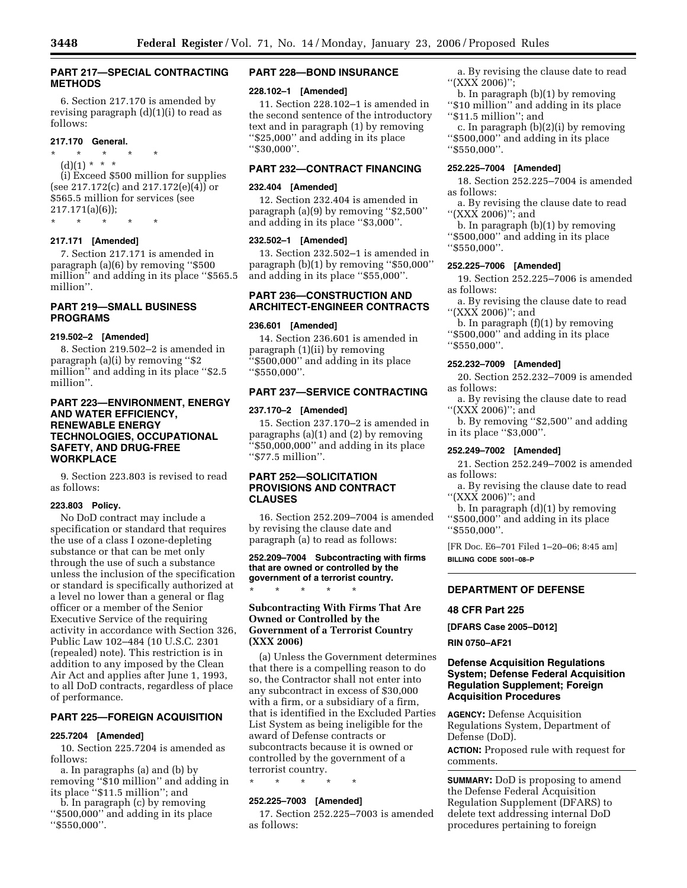## PART 217—SPECIAL CONTRACTING METHODS

6. Section 217.170 is amended by revising paragraph (d)(1)(i) to read as follows:

### 217.170 General.

* * * * *

(d)(1) * * *

(i) Exceed $500 million for supplies (see 217.172(c) and 217.172(e)(4)) or $565.5 million for services (see 217.171(a)(6));

* * * * *

### 217.171 [Amended]

7. Section 217.171 is amended in paragraph (a)(6) by removing ''$500 million'' and adding in its place ''$565.5 million''.

## PART 219—SMALL BUSINESS PROGRAMS

### 219.502–2 [Amended]

8. Section 219.502–2 is amended in paragraph (a)(i) by removing ''$2 million'' and adding in its place ''$2.5 million''.

## PART 223—ENVIRONMENT, ENERGY AND WATER EFFICIENCY, RENEWABLE ENERGY TECHNOLOGIES, OCCUPATIONAL SAFETY, AND DRUG-FREE WORKPLACE

9. Section 223.803 is revised to read as follows:

### 223.803 Policy.

No DoD contract may include a specification or standard that requires the use of a class I ozone-depleting substance or that can be met only through the use of such a substance unless the inclusion of the specification or standard is specifically authorized at a level no lower than a general or flag officer or a member of the Senior Executive Service of the requiring activity in accordance with Section 326, Public Law 102–484 (10 U.S.C. 2301 (repealed) note). This restriction is in addition to any imposed by the Clean Air Act and applies after June 1, 1993, to all DoD contracts, regardless of place of performance.

## PART 225—FOREIGN ACQUISITION

### 225.7204 [Amended]

10. Section 225.7204 is amended as follows:

a. In paragraphs (a) and (b) by removing ''$10 million'' and adding in its place ''$11.5 million''; and

b. In paragraph (c) by removing ''$500,000'' and adding in its place ''$550,000''.

## PART 228—BOND INSURANCE

### 228.102–1 [Amended]

11. Section 228.102–1 is amended in the second sentence of the introductory text and in paragraph (1) by removing ''$25,000'' and adding in its place ''$30,000''.

## PART 232—CONTRACT FINANCING

### 232.404 [Amended]

12. Section 232.404 is amended in paragraph (a)(9) by removing ''$2,500'' and adding in its place ''$3,000''.

### 232.502–1 [Amended]

13. Section 232.502–1 is amended in paragraph (b)(1) by removing ''$50,000'' and adding in its place ''$55,000''.

## PART 236—CONSTRUCTION AND ARCHITECT-ENGINEER CONTRACTS

### 236.601 [Amended]

14. Section 236.601 is amended in paragraph (1)(ii) by removing ''$500,000'' and adding in its place ''$550,000''.

## PART 237—SERVICE CONTRACTING

### 237.170–2 [Amended]

15. Section 237.170–2 is amended in paragraphs (a)(1) and (2) by removing ''$50,000,000'' and adding in its place ''$77.5 million''.

## PART 252—SOLICITATION PROVISIONS AND CONTRACT CLAUSES

16. Section 252.209–7004 is amended by revising the clause date and paragraph (a) to read as follows:

### 252.209–7004 Subcontracting with firms that are owned or controlled by the government of a terrorist country.

* * * * *

**Subcontracting With Firms That Are Owned or Controlled by the Government of a Terrorist Country (XXX 2006)**

(a) Unless the Government determines that there is a compelling reason to do so, the Contractor shall not enter into any subcontract in excess of $30,000 with a firm, or a subsidiary of a firm, that is identified in the Excluded Parties List System as being ineligible for the award of Defense contracts or subcontracts because it is owned or controlled by the government of a terrorist country.

* * * * *

### 252.225–7003 [Amended]

17. Section 252.225–7003 is amended as follows:

a. By revising the clause date to read ''(XXX 2006)'';

b. In paragraph (b)(1) by removing ''$10 million'' and adding in its place ''$11.5 million''; and

c. In paragraph (b)(2)(i) by removing ''$500,000'' and adding in its place ''$550,000''.

### 252.225–7004 [Amended]

18. Section 252.225–7004 is amended as follows:

a. By revising the clause date to read ''(XXX 2006)''; and

b. In paragraph (b)(1) by removing ''$500,000'' and adding in its place ''$550,000''.

### 252.225–7006 [Amended]

19. Section 252.225–7006 is amended as follows:

a. By revising the clause date to read ''(XXX 2006)''; and

b. In paragraph (f)(1) by removing ''$500,000'' and adding in its place ''$550,000''.

### 252.232–7009 [Amended]

20. Section 252.232–7009 is amended as follows:

a. By revising the clause date to read ''(XXX 2006)''; and

b. By removing ''$2,500'' and adding in its place ''$3,000''.

### 252.249–7002 [Amended]

21. Section 252.249–7002 is amended as follows:

a. By revising the clause date to read ''(XXX 2006)''; and

b. In paragraph (d)(1) by removing ''$500,000'' and adding in its place ''$550,000''.

[FR Doc. E6–701 Filed 1–20–06; 8:45 am]

**BILLING CODE 5001–08–P**

---

## DEPARTMENT OF DEFENSE

### 48 CFR Part 225

**[DFARS Case 2005–D012]**

**RIN 0750–AF21**

## Defense Acquisition Regulations System; Defense Federal Acquisition Regulation Supplement; Foreign Acquisition Procedures

**AGENCY:** Defense Acquisition Regulations System, Department of Defense (DoD).

**ACTION:** Proposed rule with request for comments.

**SUMMARY:** DoD is proposing to amend the Defense Federal Acquisition Regulation Supplement (DFARS) to delete text addressing internal DoD procedures pertaining to foreign